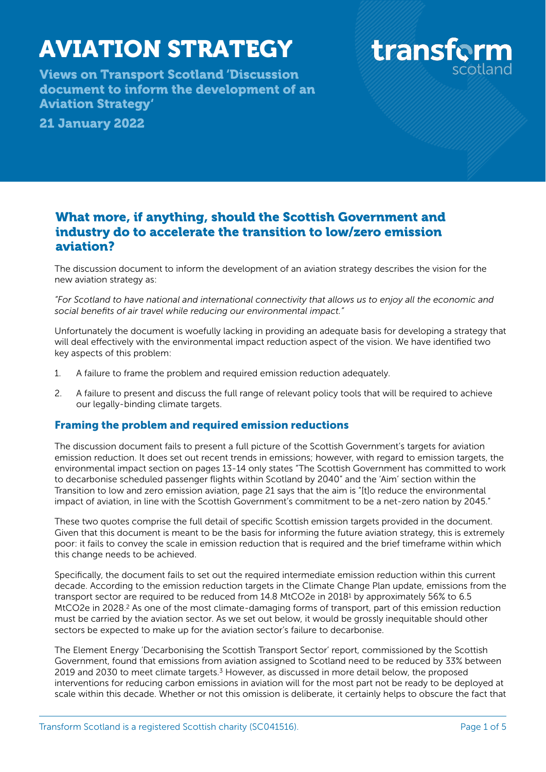# AVIATION STRATEGY

**Views on Transport Scotland 'Discussion document to inform the development of an Aviation Strategy'**

**21 January 2022**

## What more, if anything, should the Scottish Government and industry do to accelerate the transition to low/zero emission aviation?

The discussion document to inform the development of an aviation strategy describes the vision for the new aviation strategy as:

*"For Scotland to have national and international connectivity that allows us to enjoy all the economic and social benefits of air travel while reducing our environmental impact."*

Unfortunately the document is woefully lacking in providing an adequate basis for developing a strategy that will deal effectively with the environmental impact reduction aspect of the vision. We have identified two key aspects of this problem:

1. A failure to frame the problem and required emission reduction adequately.
2. A failure to present and discuss the full range of relevant policy tools that will be required to achieve our legally-binding climate targets.

### Framing the problem and required emission reductions

The discussion document fails to present a full picture of the Scottish Government's targets for aviation emission reduction. It does set out recent trends in emissions; however, with regard to emission targets, the environmental impact section on pages 13-14 only states "The Scottish Government has committed to work to decarbonise scheduled passenger flights within Scotland by 2040" and the 'Aim' section within the Transition to low and zero emission aviation, page 21 says that the aim is "[t]o reduce the environmental impact of aviation, in line with the Scottish Government's commitment to be a net-zero nation by 2045."

These two quotes comprise the full detail of specific Scottish emission targets provided in the document. Given that this document is meant to be the basis for informing the future aviation strategy, this is extremely poor: it fails to convey the scale in emission reduction that is required and the brief timeframe within which this change needs to be achieved.

Specifically, the document fails to set out the required intermediate emission reduction within this current decade. According to the emission reduction targets in the Climate Change Plan update, emissions from the transport sector are required to be reduced from 14.8 MtCO2e in 2018[1] by approximately 56% to 6.5 MtCO2e in 2028.[2] As one of the most climate-damaging forms of transport, part of this emission reduction must be carried by the aviation sector. As we set out below, it would be grossly inequitable should other sectors be expected to make up for the aviation sector's failure to decarbonise.

The Element Energy 'Decarbonising the Scottish Transport Sector' report, commissioned by the Scottish Government, found that emissions from aviation assigned to Scotland need to be reduced by 33% between 2019 and 2030 to meet climate targets.[3] However, as discussed in more detail below, the proposed interventions for reducing carbon emissions in aviation will for the most part not be ready to be deployed at scale within this decade. Whether or not this omission is deliberate, it certainly helps to obscure the fact that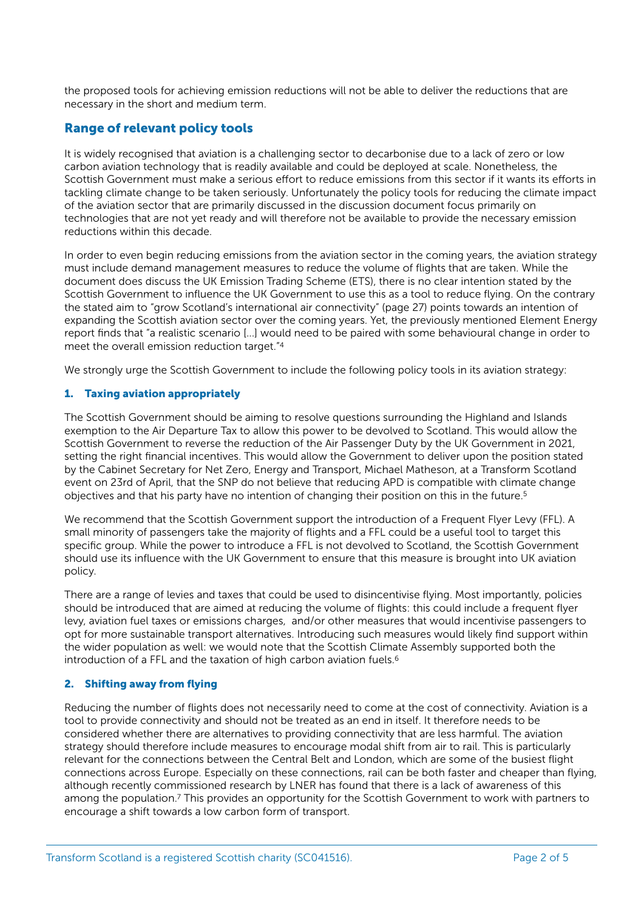the proposed tools for achieving emission reductions will not be able to deliver the reductions that are necessary in the short and medium term.

## Range of relevant policy tools

It is widely recognised that aviation is a challenging sector to decarbonise due to a lack of zero or low carbon aviation technology that is readily available and could be deployed at scale. Nonetheless, the Scottish Government must make a serious effort to reduce emissions from this sector if it wants its efforts in tackling climate change to be taken seriously. Unfortunately the policy tools for reducing the climate impact of the aviation sector that are primarily discussed in the discussion document focus primarily on technologies that are not yet ready and will therefore not be available to provide the necessary emission reductions within this decade.

In order to even begin reducing emissions from the aviation sector in the coming years, the aviation strategy must include demand management measures to reduce the volume of flights that are taken. While the document does discuss the UK Emission Trading Scheme (ETS), there is no clear intention stated by the Scottish Government to influence the UK Government to use this as a tool to reduce flying. On the contrary the stated aim to "grow Scotland's international air connectivity" (page 27) points towards an intention of expanding the Scottish aviation sector over the coming years. Yet, the previously mentioned Element Energy report finds that "a realistic scenario […] would need to be paired with some behavioural change in order to meet the overall emission reduction target."[4]

We strongly urge the Scottish Government to include the following policy tools in its aviation strategy:

### 1. Taxing aviation appropriately

The Scottish Government should be aiming to resolve questions surrounding the Highland and Islands exemption to the Air Departure Tax to allow this power to be devolved to Scotland. This would allow the Scottish Government to reverse the reduction of the Air Passenger Duty by the UK Government in 2021, setting the right financial incentives. This would allow the Government to deliver upon the position stated by the Cabinet Secretary for Net Zero, Energy and Transport, Michael Matheson, at a Transform Scotland event on 23rd of April, that the SNP do not believe that reducing APD is compatible with climate change objectives and that his party have no intention of changing their position on this in the future.[5]

We recommend that the Scottish Government support the introduction of a Frequent Flyer Levy (FFL). A small minority of passengers take the majority of flights and a FFL could be a useful tool to target this specific group. While the power to introduce a FFL is not devolved to Scotland, the Scottish Government should use its influence with the UK Government to ensure that this measure is brought into UK aviation policy.

There are a range of levies and taxes that could be used to disincentivise flying. Most importantly, policies should be introduced that are aimed at reducing the volume of flights: this could include a frequent flyer levy, aviation fuel taxes or emissions charges, and/or other measures that would incentivise passengers to opt for more sustainable transport alternatives. Introducing such measures would likely find support within the wider population as well: we would note that the Scottish Climate Assembly supported both the introduction of a FFL and the taxation of high carbon aviation fuels.[6]

### 2. Shifting away from flying

Reducing the number of flights does not necessarily need to come at the cost of connectivity. Aviation is a tool to provide connectivity and should not be treated as an end in itself. It therefore needs to be considered whether there are alternatives to providing connectivity that are less harmful. The aviation strategy should therefore include measures to encourage modal shift from air to rail. This is particularly relevant for the connections between the Central Belt and London, which are some of the busiest flight connections across Europe. Especially on these connections, rail can be both faster and cheaper than flying, although recently commissioned research by LNER has found that there is a lack of awareness of this among the population.[7] This provides an opportunity for the Scottish Government to work with partners to encourage a shift towards a low carbon form of transport.

Transform Scotland is a registered Scottish charity (SC041516).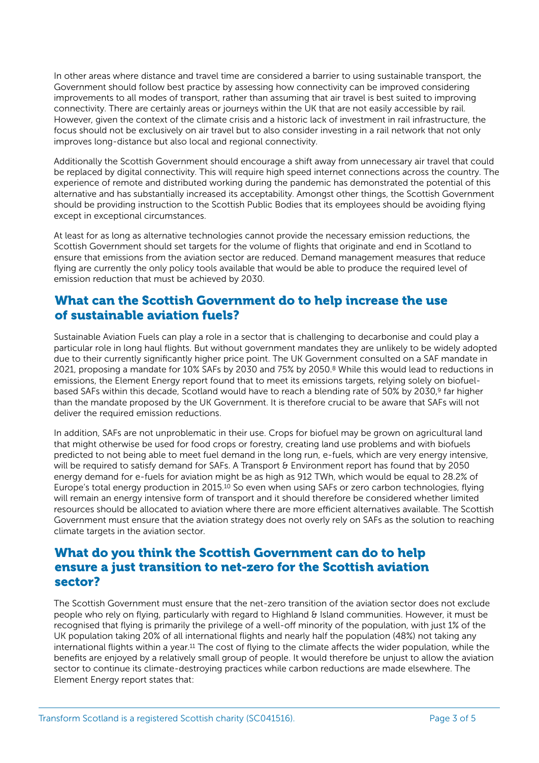In other areas where distance and travel time are considered a barrier to using sustainable transport, the Government should follow best practice by assessing how connectivity can be improved considering improvements to all modes of transport, rather than assuming that air travel is best suited to improving connectivity. There are certainly areas or journeys within the UK that are not easily accessible by rail. However, given the context of the climate crisis and a historic lack of investment in rail infrastructure, the focus should not be exclusively on air travel but to also consider investing in a rail network that not only improves long-distance but also local and regional connectivity.

Additionally the Scottish Government should encourage a shift away from unnecessary air travel that could be replaced by digital connectivity. This will require high speed internet connections across the country. The experience of remote and distributed working during the pandemic has demonstrated the potential of this alternative and has substantially increased its acceptability. Amongst other things, the Scottish Government should be providing instruction to the Scottish Public Bodies that its employees should be avoiding flying except in exceptional circumstances.

At least for as long as alternative technologies cannot provide the necessary emission reductions, the Scottish Government should set targets for the volume of flights that originate and end in Scotland to ensure that emissions from the aviation sector are reduced. Demand management measures that reduce flying are currently the only policy tools available that would be able to produce the required level of emission reduction that must be achieved by 2030.

## What can the Scottish Government do to help increase the use of sustainable aviation fuels?

Sustainable Aviation Fuels can play a role in a sector that is challenging to decarbonise and could play a particular role in long haul flights. But without government mandates they are unlikely to be widely adopted due to their currently significantly higher price point. The UK Government consulted on a SAF mandate in 2021, proposing a mandate for 10% SAFs by 2030 and 75% by 2050.[8] While this would lead to reductions in emissions, the Element Energy report found that to meet its emissions targets, relying solely on biofuel-based SAFs within this decade, Scotland would have to reach a blending rate of 50% by 2030,[9] far higher than the mandate proposed by the UK Government. It is therefore crucial to be aware that SAFs will not deliver the required emission reductions.

In addition, SAFs are not unproblematic in their use. Crops for biofuel may be grown on agricultural land that might otherwise be used for food crops or forestry, creating land use problems and with biofuels predicted to not being able to meet fuel demand in the long run, e-fuels, which are very energy intensive, will be required to satisfy demand for SAFs. A Transport & Environment report has found that by 2050 energy demand for e-fuels for aviation might be as high as 912 TWh, which would be equal to 28.2% of Europe's total energy production in 2015.[10] So even when using SAFs or zero carbon technologies, flying will remain an energy intensive form of transport and it should therefore be considered whether limited resources should be allocated to aviation where there are more efficient alternatives available. The Scottish Government must ensure that the aviation strategy does not overly rely on SAFs as the solution to reaching climate targets in the aviation sector.

## What do you think the Scottish Government can do to help ensure a just transition to net-zero for the Scottish aviation sector?

The Scottish Government must ensure that the net-zero transition of the aviation sector does not exclude people who rely on flying, particularly with regard to Highland & Island communities. However, it must be recognised that flying is primarily the privilege of a well-off minority of the population, with just 1% of the UK population taking 20% of all international flights and nearly half the population (48%) not taking any international flights within a year.[11] The cost of flying to the climate affects the wider population, while the benefits are enjoyed by a relatively small group of people. It would therefore be unjust to allow the aviation sector to continue its climate-destroying practices while carbon reductions are made elsewhere. The Element Energy report states that: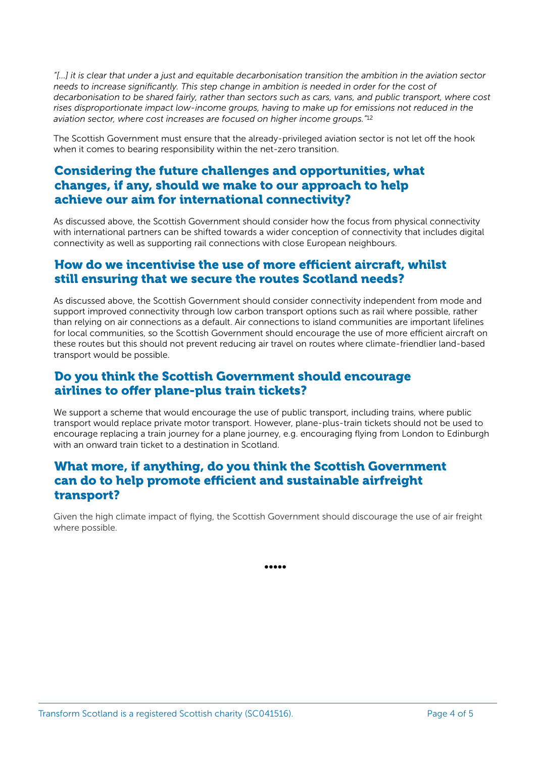*"[...] it is clear that under a just and equitable decarbonisation transition the ambition in the aviation sector needs to increase significantly. This step change in ambition is needed in order for the cost of decarbonisation to be shared fairly, rather than sectors such as cars, vans, and public transport, where cost rises disproportionate impact low-income groups, having to make up for emissions not reduced in the aviation sector, where cost increases are focused on higher income groups."*[12]

The Scottish Government must ensure that the already-privileged aviation sector is not let off the hook when it comes to bearing responsibility within the net-zero transition.

## Considering the future challenges and opportunities, what changes, if any, should we make to our approach to help achieve our aim for international connectivity?

As discussed above, the Scottish Government should consider how the focus from physical connectivity with international partners can be shifted towards a wider conception of connectivity that includes digital connectivity as well as supporting rail connections with close European neighbours.

## How do we incentivise the use of more efficient aircraft, whilst still ensuring that we secure the routes Scotland needs?

As discussed above, the Scottish Government should consider connectivity independent from mode and support improved connectivity through low carbon transport options such as rail where possible, rather than relying on air connections as a default. Air connections to island communities are important lifelines for local communities, so the Scottish Government should encourage the use of more efficient aircraft on these routes but this should not prevent reducing air travel on routes where climate-friendlier land-based transport would be possible.

## Do you think the Scottish Government should encourage airlines to offer plane-plus train tickets?

We support a scheme that would encourage the use of public transport, including trains, where public transport would replace private motor transport. However, plane-plus-train tickets should not be used to encourage replacing a train journey for a plane journey, e.g. encouraging flying from London to Edinburgh with an onward train ticket to a destination in Scotland.

## What more, if anything, do you think the Scottish Government can do to help promote efficient and sustainable airfreight transport?

Given the high climate impact of flying, the Scottish Government should discourage the use of air freight where possible.

•••••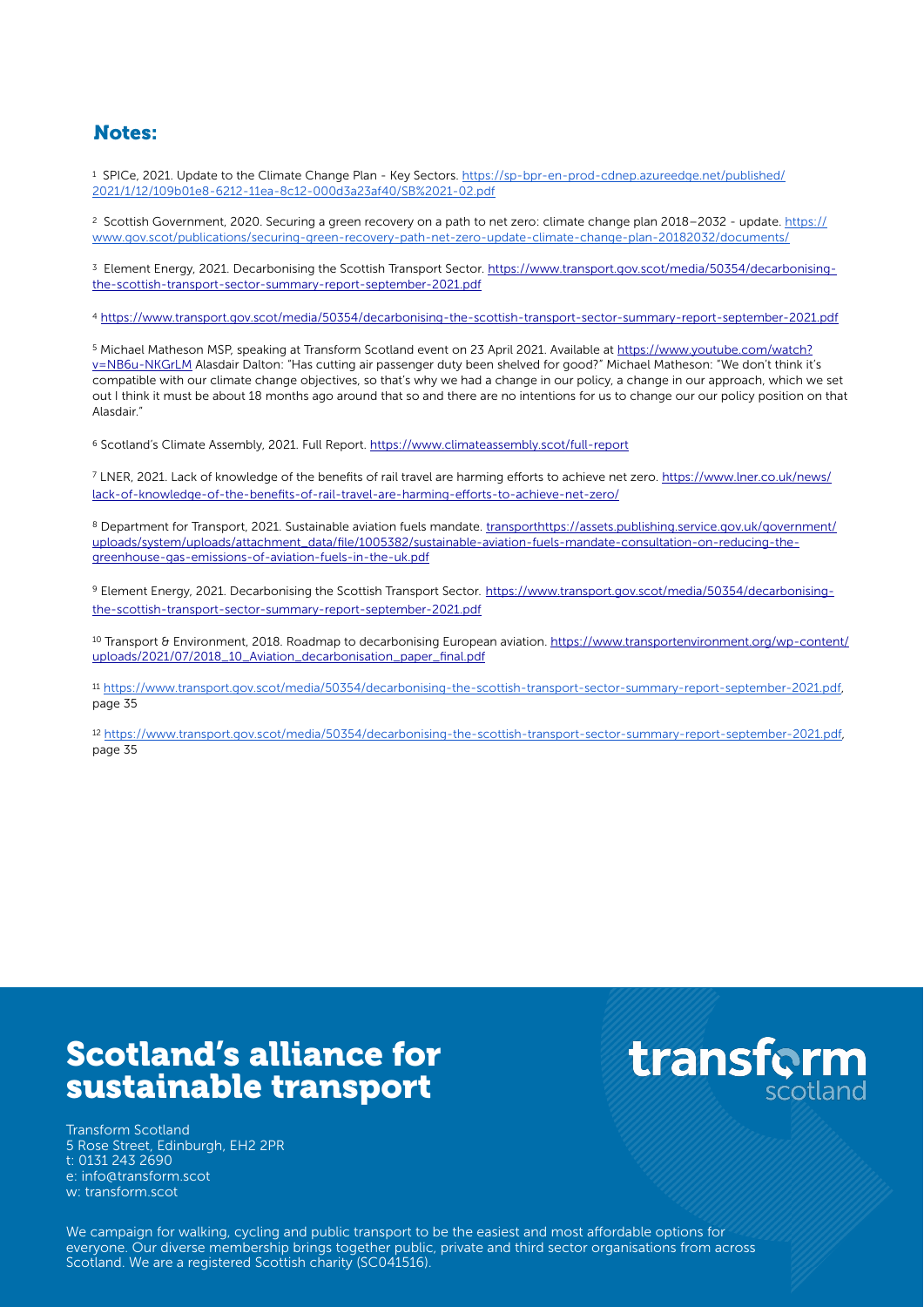## Notes:

[1] SPICe, 2021. Update to the Climate Change Plan - Key Sectors. https://sp-bpr-en-prod-cdnep.azureedge.net/published/2021/1/12/109b01e8-6212-11ea-8c12-000d3a23af40/SB%2021-02.pdf

[2] Scottish Government, 2020. Securing a green recovery on a path to net zero: climate change plan 2018–2032 - update. https://www.gov.scot/publications/securing-green-recovery-path-net-zero-update-climate-change-plan-20182032/documents/

[3] Element Energy, 2021. Decarbonising the Scottish Transport Sector. https://www.transport.gov.scot/media/50354/decarbonising-the-scottish-transport-sector-summary-report-september-2021.pdf

[4] https://www.transport.gov.scot/media/50354/decarbonising-the-scottish-transport-sector-summary-report-september-2021.pdf

[5] Michael Matheson MSP, speaking at Transform Scotland event on 23 April 2021. Available at https://www.youtube.com/watch?v=NB6u-NKGrLM Alasdair Dalton: "Has cutting air passenger duty been shelved for good?" Michael Matheson: "We don't think it's compatible with our climate change objectives, so that's why we had a change in our policy, a change in our approach, which we set out I think it must be about 18 months ago around that so and there are no intentions for us to change our our policy position on that Alasdair."

[6] Scotland's Climate Assembly, 2021. Full Report. https://www.climateassembly.scot/full-report

[7] LNER, 2021. Lack of knowledge of the benefits of rail travel are harming efforts to achieve net zero. https://www.lner.co.uk/news/lack-of-knowledge-of-the-benefits-of-rail-travel-are-harming-efforts-to-achieve-net-zero/

[8] Department for Transport, 2021. Sustainable aviation fuels mandate. transporthttps://assets.publishing.service.gov.uk/government/uploads/system/uploads/attachment_data/file/1005382/sustainable-aviation-fuels-mandate-consultation-on-reducing-the-greenhouse-gas-emissions-of-aviation-fuels-in-the-uk.pdf

[9] Element Energy, 2021. Decarbonising the Scottish Transport Sector. https://www.transport.gov.scot/media/50354/decarbonising-the-scottish-transport-sector-summary-report-september-2021.pdf

[10] Transport & Environment, 2018. Roadmap to decarbonising European aviation. https://www.transportenvironment.org/wp-content/uploads/2021/07/2018_10_Aviation_decarbonisation_paper_final.pdf

[11] https://www.transport.gov.scot/media/50354/decarbonising-the-scottish-transport-sector-summary-report-september-2021.pdf, page 35

[12] https://www.transport.gov.scot/media/50354/decarbonising-the-scottish-transport-sector-summary-report-september-2021.pdf, page 35

## Scotland's alliance for sustainable transport

transform scotland

Transform Scotland
5 Rose Street, Edinburgh, EH2 2PR
t: 0131 243 2690
e: info@transform.scot
w: transform.scot

We campaign for walking, cycling and public transport to be the easiest and most affordable options for everyone. Our diverse membership brings together public, private and third sector organisations from across Scotland. We are a registered Scottish charity (SC041516).